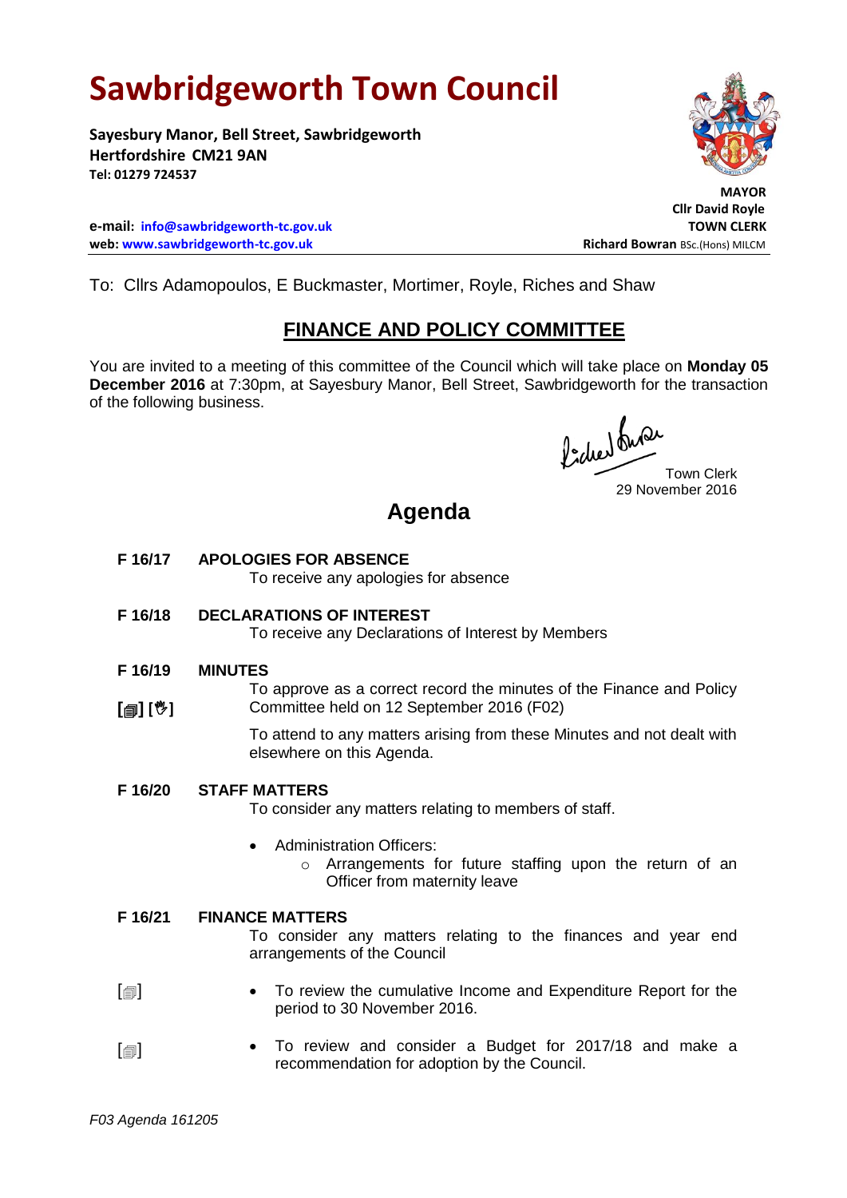# Sawbridgeworth Town Council

**Sayesbury Manor, Bell Street, Sawbridgeworth**
**Hertfordshire CM21 9AN**
**Tel: 01279 724537**

**MAYOR**
**Cllr David Royle**

**e-mail: info@sawbridgeworth-tc.gov.uk**
**web: www.sawbridgeworth-tc.gov.uk**

**TOWN CLERK**
**Richard Bowran** BSc.(Hons) MILCM

To: Cllrs Adamopoulos, E Buckmaster, Mortimer, Royle, Riches and Shaw

## FINANCE AND POLICY COMMITTEE

You are invited to a meeting of this committee of the Council which will take place on **Monday 05 December 2016** at 7:30pm, at Sayesbury Manor, Bell Street, Sawbridgeworth for the transaction of the following business.

Town Clerk
29 November 2016

## Agenda

**F 16/17 APOLOGIES FOR ABSENCE**
To receive any apologies for absence

**F 16/18 DECLARATIONS OF INTEREST**
To receive any Declarations of Interest by Members

**F 16/19 MINUTES**
[🗐] [✋] To approve as a correct record the minutes of the Finance and Policy Committee held on 12 September 2016 (F02)

To attend to any matters arising from these Minutes and not dealt with elsewhere on this Agenda.

**F 16/20 STAFF MATTERS**
To consider any matters relating to members of staff.

- Administration Officers:
  - Arrangements for future staffing upon the return of an Officer from maternity leave

**F 16/21 FINANCE MATTERS**
To consider any matters relating to the finances and year end arrangements of the Council

[🗐]
- To review the cumulative Income and Expenditure Report for the period to 30 November 2016.

[🗐]
- To review and consider a Budget for 2017/18 and make a recommendation for adoption by the Council.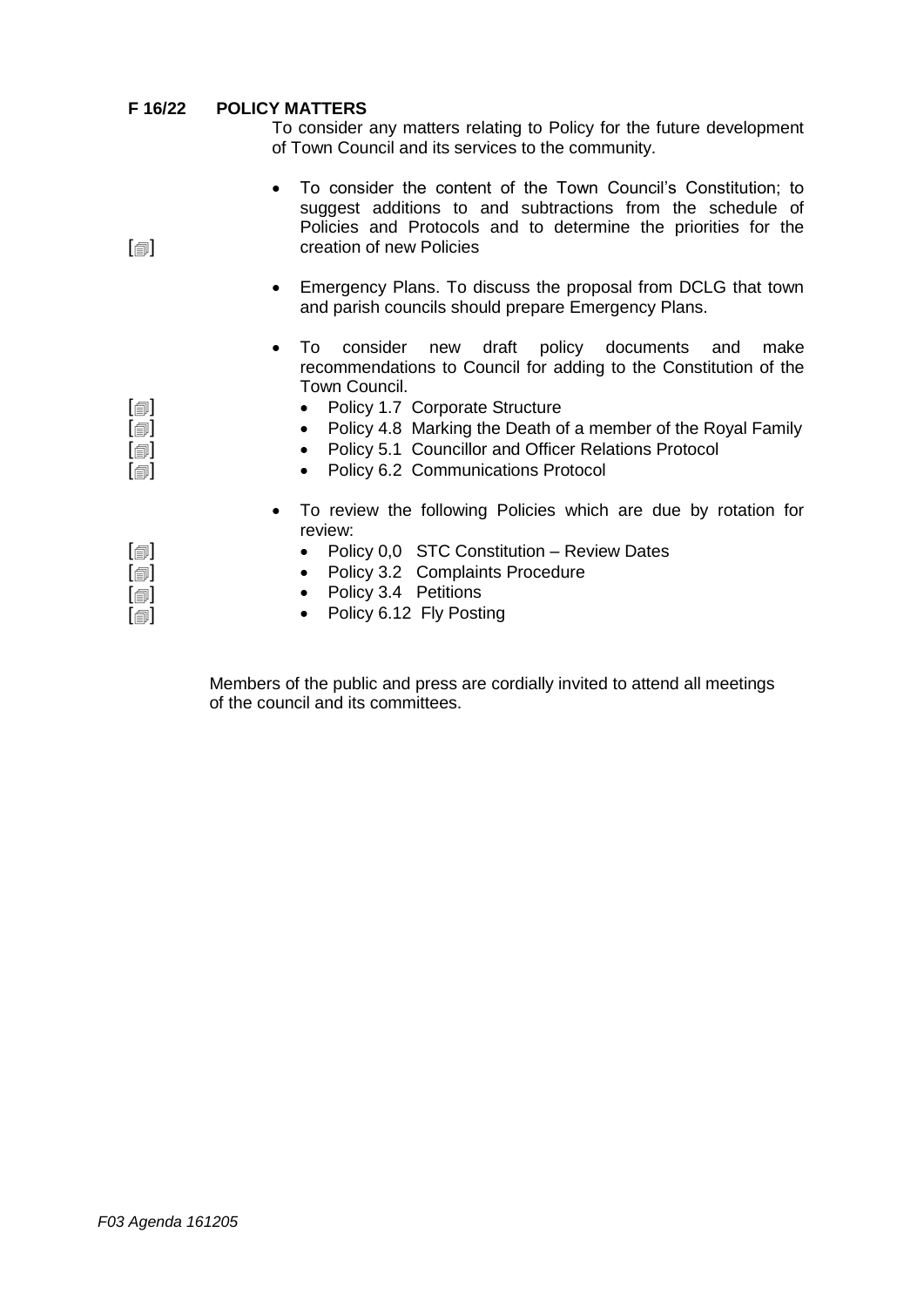**F 16/22 POLICY MATTERS**

To consider any matters relating to Policy for the future development of Town Council and its services to the community.

- [🗐] To consider the content of the Town Council's Constitution; to suggest additions to and subtractions from the schedule of Policies and Protocols and to determine the priorities for the creation of new Policies
- Emergency Plans. To discuss the proposal from DCLG that town and parish councils should prepare Emergency Plans.
- To consider new draft policy documents and make recommendations to Council for adding to the Constitution of the Town Council.
  - [🗐] Policy 1.7 Corporate Structure
  - [🗐] Policy 4.8 Marking the Death of a member of the Royal Family
  - [🗐] Policy 5.1 Councillor and Officer Relations Protocol
  - [🗐] Policy 6.2 Communications Protocol
- To review the following Policies which are due by rotation for review:
  - [🗐] Policy 0,0 STC Constitution – Review Dates
  - [🗐] Policy 3.2 Complaints Procedure
  - [🗐] Policy 3.4 Petitions
  - [🗐] Policy 6.12 Fly Posting

Members of the public and press are cordially invited to attend all meetings of the council and its committees.

*F03 Agenda 161205*